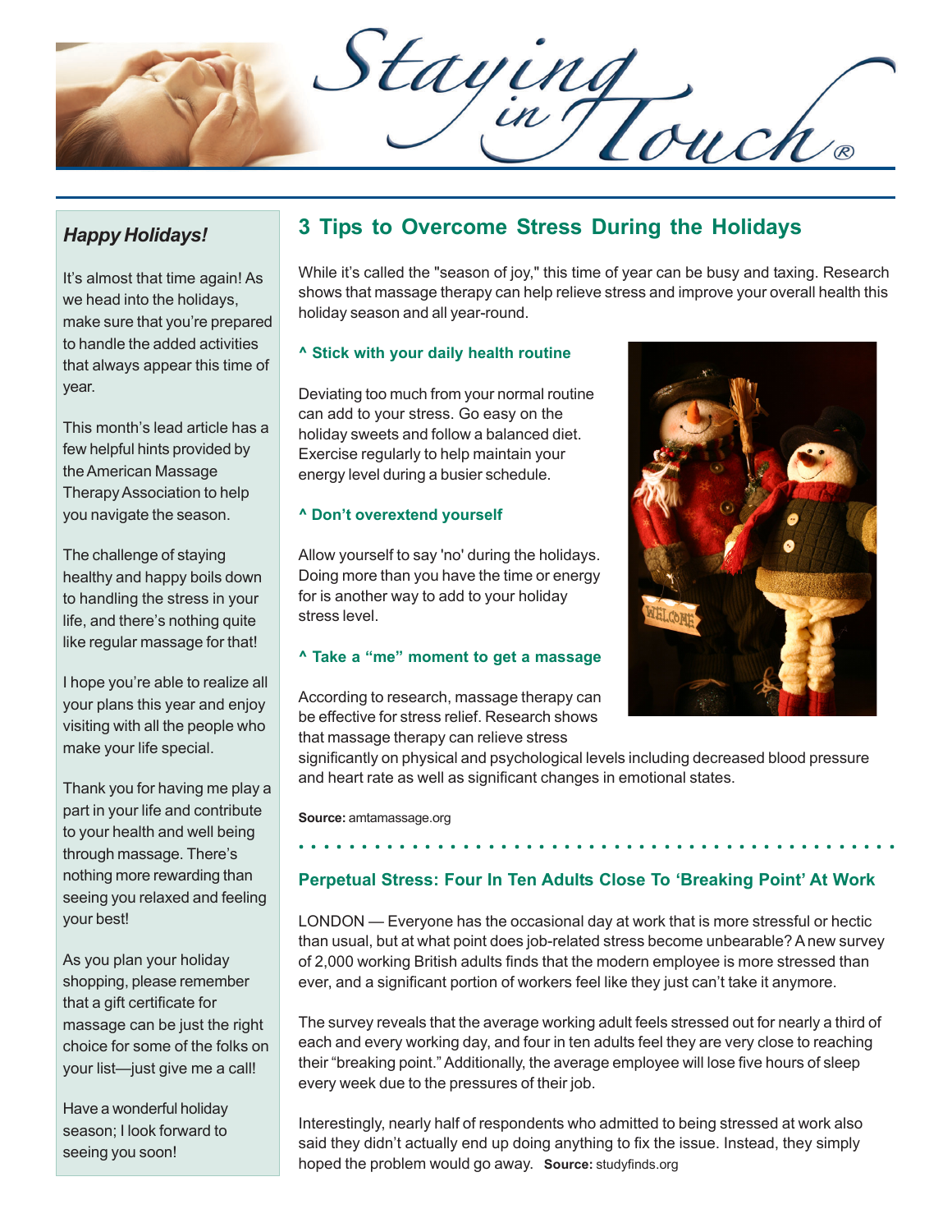# Staying in Touch®

## Happy Holidays!

It's almost that time again! As we head into the holidays, make sure that you're prepared to handle the added activities that always appear this time of year.

This month's lead article has a few helpful hints provided by the American Massage Therapy Association to help you navigate the season.

The challenge of staying healthy and happy boils down to handling the stress in your life, and there's nothing quite like regular massage for that!

I hope you're able to realize all your plans this year and enjoy visiting with all the people who make your life special.

Thank you for having me play a part in your life and contribute to your health and well being through massage. There's nothing more rewarding than seeing you relaxed and feeling your best!

As you plan your holiday shopping, please remember that a gift certificate for massage can be just the right choice for some of the folks on your list—just give me a call!

Have a wonderful holiday season; I look forward to seeing you soon!

## 3 Tips to Overcome Stress During the Holidays

While it's called the "season of joy," this time of year can be busy and taxing. Research shows that massage therapy can help relieve stress and improve your overall health this holiday season and all year-round.

### ^ Stick with your daily health routine

Deviating too much from your normal routine can add to your stress. Go easy on the holiday sweets and follow a balanced diet. Exercise regularly to help maintain your energy level during a busier schedule.

### ^ Don't overextend yourself

Allow yourself to say 'no' during the holidays. Doing more than you have the time or energy for is another way to add to your holiday stress level.

### ^ Take a "me" moment to get a massage

According to research, massage therapy can be effective for stress relief. Research shows that massage therapy can relieve stress significantly on physical and psychological levels including decreased blood pressure and heart rate as well as significant changes in emotional states.

**Source:** amtamassage.org

## Perpetual Stress: Four In Ten Adults Close To 'Breaking Point' At Work

LONDON — Everyone has the occasional day at work that is more stressful or hectic than usual, but at what point does job-related stress become unbearable? A new survey of 2,000 working British adults finds that the modern employee is more stressed than ever, and a significant portion of workers feel like they just can't take it anymore.

The survey reveals that the average working adult feels stressed out for nearly a third of each and every working day, and four in ten adults feel they are very close to reaching their "breaking point." Additionally, the average employee will lose five hours of sleep every week due to the pressures of their job.

Interestingly, nearly half of respondents who admitted to being stressed at work also said they didn't actually end up doing anything to fix the issue. Instead, they simply hoped the problem would go away. **Source:** studyfinds.org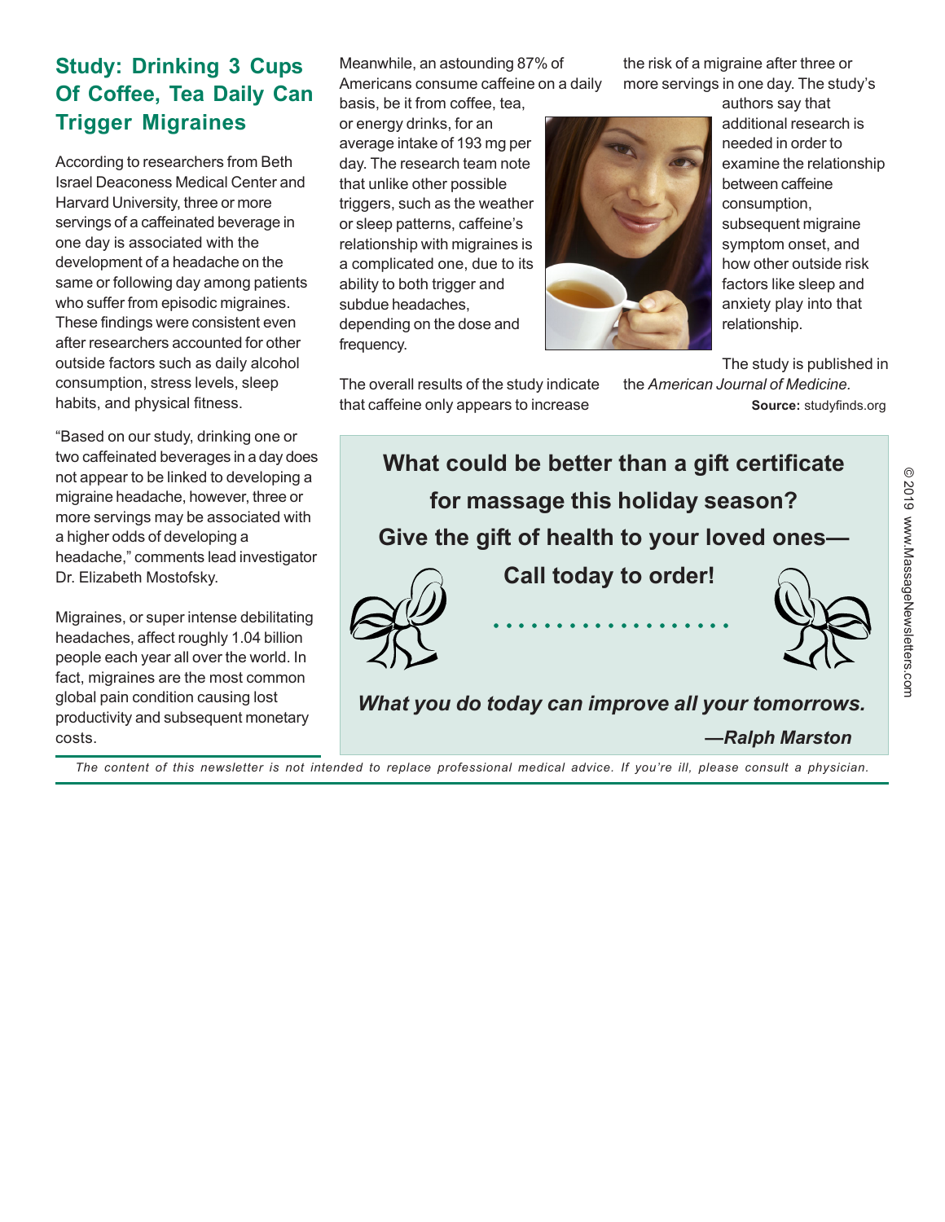## Study: Drinking 3 Cups Of Coffee, Tea Daily Can Trigger Migraines

According to researchers from Beth Israel Deaconess Medical Center and Harvard University, three or more servings of a caffeinated beverage in one day is associated with the development of a headache on the same or following day among patients who suffer from episodic migraines. These findings were consistent even after researchers accounted for other outside factors such as daily alcohol consumption, stress levels, sleep habits, and physical fitness.

"Based on our study, drinking one or two caffeinated beverages in a day does not appear to be linked to developing a migraine headache, however, three or more servings may be associated with a higher odds of developing a headache," comments lead investigator Dr. Elizabeth Mostofsky.

Migraines, or super intense debilitating headaches, affect roughly 1.04 billion people each year all over the world. In fact, migraines are the most common global pain condition causing lost productivity and subsequent monetary costs.

Meanwhile, an astounding 87% of Americans consume caffeine on a daily basis, be it from coffee, tea, or energy drinks, for an average intake of 193 mg per day. The research team note that unlike other possible triggers, such as the weather or sleep patterns, caffeine's relationship with migraines is a complicated one, due to its ability to both trigger and subdue headaches, depending on the dose and frequency.

The overall results of the study indicate that caffeine only appears to increase the risk of a migraine after three or more servings in one day. The study's authors say that additional research is needed in order to examine the relationship between caffeine consumption, subsequent migraine symptom onset, and how other outside risk factors like sleep and anxiety play into that relationship.

The study is published in the *American Journal of Medicine*.

**Source:** studyfinds.org

**What could be better than a gift certificate for massage this holiday season?**

**Give the gift of health to your loved ones—**

**Call today to order!**

***What you do today can improve all your tomorrows.***

***—Ralph Marston***

© 2019 www.MassageNewsletters.com

*The content of this newsletter is not intended to replace professional medical advice. If you're ill, please consult a physician.*